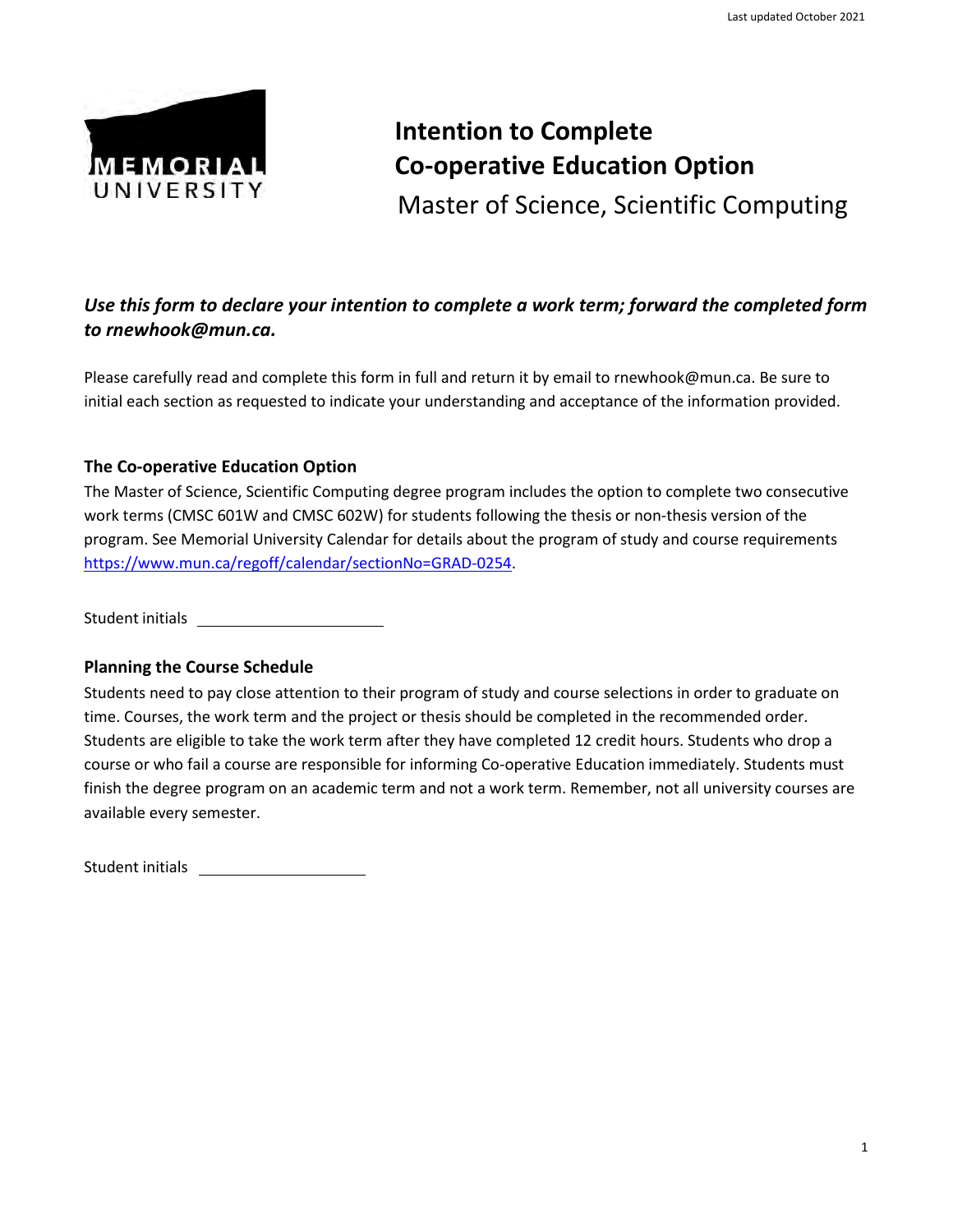# Intention to Complete Co-operative Education Option

Master of Science, Scientific Computing

***Use this form to declare your intention to complete a work term; forward the completed form to rnewhook@mun.ca.***

Please carefully read and complete this form in full and return it by email to rnewhook@mun.ca. Be sure to initial each section as requested to indicate your understanding and acceptance of the information provided.

### The Co-operative Education Option

The Master of Science, Scientific Computing degree program includes the option to complete two consecutive work terms (CMSC 601W and CMSC 602W) for students following the thesis or non-thesis version of the program. See Memorial University Calendar for details about the program of study and course requirements [https://www.mun.ca/regoff/calendar/sectionNo=GRAD-0254](https://www.mun.ca/regoff/calendar/sectionNo=GRAD-0254).

Student initials ____________________

### Planning the Course Schedule

Students need to pay close attention to their program of study and course selections in order to graduate on time. Courses, the work term and the project or thesis should be completed in the recommended order. Students are eligible to take the work term after they have completed 12 credit hours. Students who drop a course or who fail a course are responsible for informing Co-operative Education immediately. Students must finish the degree program on an academic term and not a work term. Remember, not all university courses are available every semester.

Student initials ____________________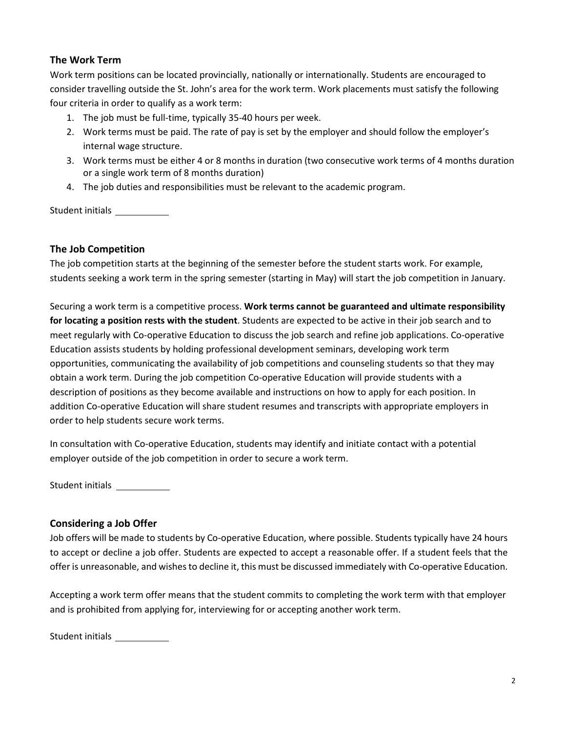### The Work Term

Work term positions can be located provincially, nationally or internationally. Students are encouraged to consider travelling outside the St. John's area for the work term. Work placements must satisfy the following four criteria in order to qualify as a work term:

1. The job must be full-time, typically 35-40 hours per week.
2. Work terms must be paid. The rate of pay is set by the employer and should follow the employer's internal wage structure.
3. Work terms must be either 4 or 8 months in duration (two consecutive work terms of 4 months duration or a single work term of 8 months duration)
4. The job duties and responsibilities must be relevant to the academic program.

Student initials ___________

### The Job Competition

The job competition starts at the beginning of the semester before the student starts work. For example, students seeking a work term in the spring semester (starting in May) will start the job competition in January.

Securing a work term is a competitive process. **Work terms cannot be guaranteed and ultimate responsibility for locating a position rests with the student**. Students are expected to be active in their job search and to meet regularly with Co-operative Education to discuss the job search and refine job applications. Co-operative Education assists students by holding professional development seminars, developing work term opportunities, communicating the availability of job competitions and counseling students so that they may obtain a work term. During the job competition Co-operative Education will provide students with a description of positions as they become available and instructions on how to apply for each position. In addition Co-operative Education will share student resumes and transcripts with appropriate employers in order to help students secure work terms.

In consultation with Co-operative Education, students may identify and initiate contact with a potential employer outside of the job competition in order to secure a work term.

Student initials ___________

### Considering a Job Offer

Job offers will be made to students by Co-operative Education, where possible. Students typically have 24 hours to accept or decline a job offer. Students are expected to accept a reasonable offer. If a student feels that the offer is unreasonable, and wishes to decline it, this must be discussed immediately with Co-operative Education.

Accepting a work term offer means that the student commits to completing the work term with that employer and is prohibited from applying for, interviewing for or accepting another work term.

Student initials ___________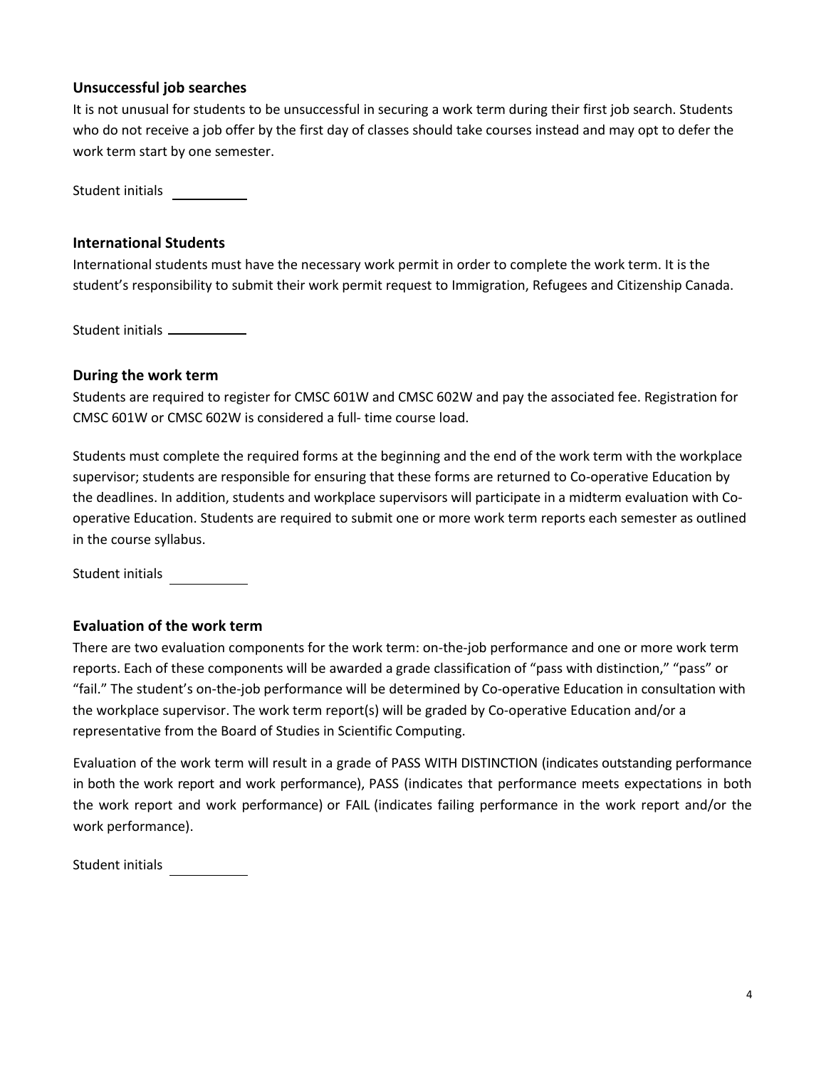### Unsuccessful job searches

It is not unusual for students to be unsuccessful in securing a work term during their first job search. Students who do not receive a job offer by the first day of classes should take courses instead and may opt to defer the work term start by one semester.

Student initials __________

### International Students

International students must have the necessary work permit in order to complete the work term. It is the student's responsibility to submit their work permit request to Immigration, Refugees and Citizenship Canada.

Student initials __________

### During the work term

Students are required to register for CMSC 601W and CMSC 602W and pay the associated fee. Registration for CMSC 601W or CMSC 602W is considered a full- time course load.

Students must complete the required forms at the beginning and the end of the work term with the workplace supervisor; students are responsible for ensuring that these forms are returned to Co-operative Education by the deadlines. In addition, students and workplace supervisors will participate in a midterm evaluation with Co-operative Education. Students are required to submit one or more work term reports each semester as outlined in the course syllabus.

Student initials __________

### Evaluation of the work term

There are two evaluation components for the work term: on-the-job performance and one or more work term reports. Each of these components will be awarded a grade classification of "pass with distinction," "pass" or "fail." The student's on-the-job performance will be determined by Co-operative Education in consultation with the workplace supervisor. The work term report(s) will be graded by Co-operative Education and/or a representative from the Board of Studies in Scientific Computing.

Evaluation of the work term will result in a grade of PASS WITH DISTINCTION (indicates outstanding performance in both the work report and work performance), PASS (indicates that performance meets expectations in both the work report and work performance) or FAIL (indicates failing performance in the work report and/or the work performance).

Student initials __________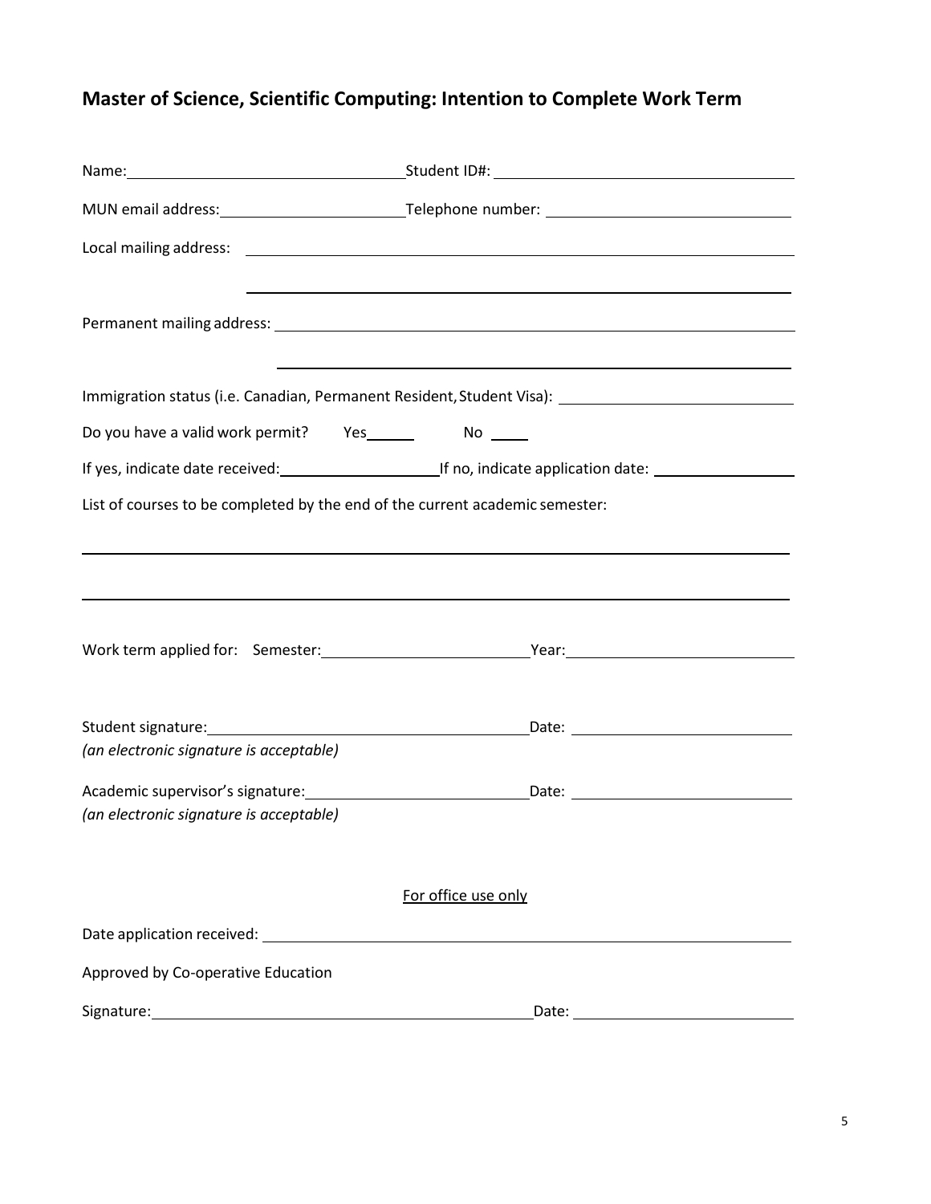# Master of Science, Scientific Computing: Intention to Complete Work Term

Name: ______________________________ Student ID#: ______________________________

MUN email address: ______________________ Telephone number: ______________________________

Local mailing address: ____________________________________________________________

____________________________________________________________

Permanent mailing address: ____________________________________________________________

____________________________________________________________

Immigration status (i.e. Canadian, Permanent Resident, Student Visa): ___________________________

Do you have a valid work permit? Yes______ No _____

If yes, indicate date received: ____________________ If no, indicate application date: _________________

List of courses to be completed by the end of the current academic semester:

____________________________________________________________________________

____________________________________________________________________________

Work term applied for: Semester: ________________________ Year: ___________________________

Student signature: ______________________________________ Date: ___________________________

*(an electronic signature is acceptable)*

Academic supervisor's signature: __________________________ Date: ___________________________

*(an electronic signature is acceptable)*

<u>For office use only</u>

Date application received: ____________________________________________________________

Approved by Co-operative Education

Signature: ______________________________________________ Date: ___________________________